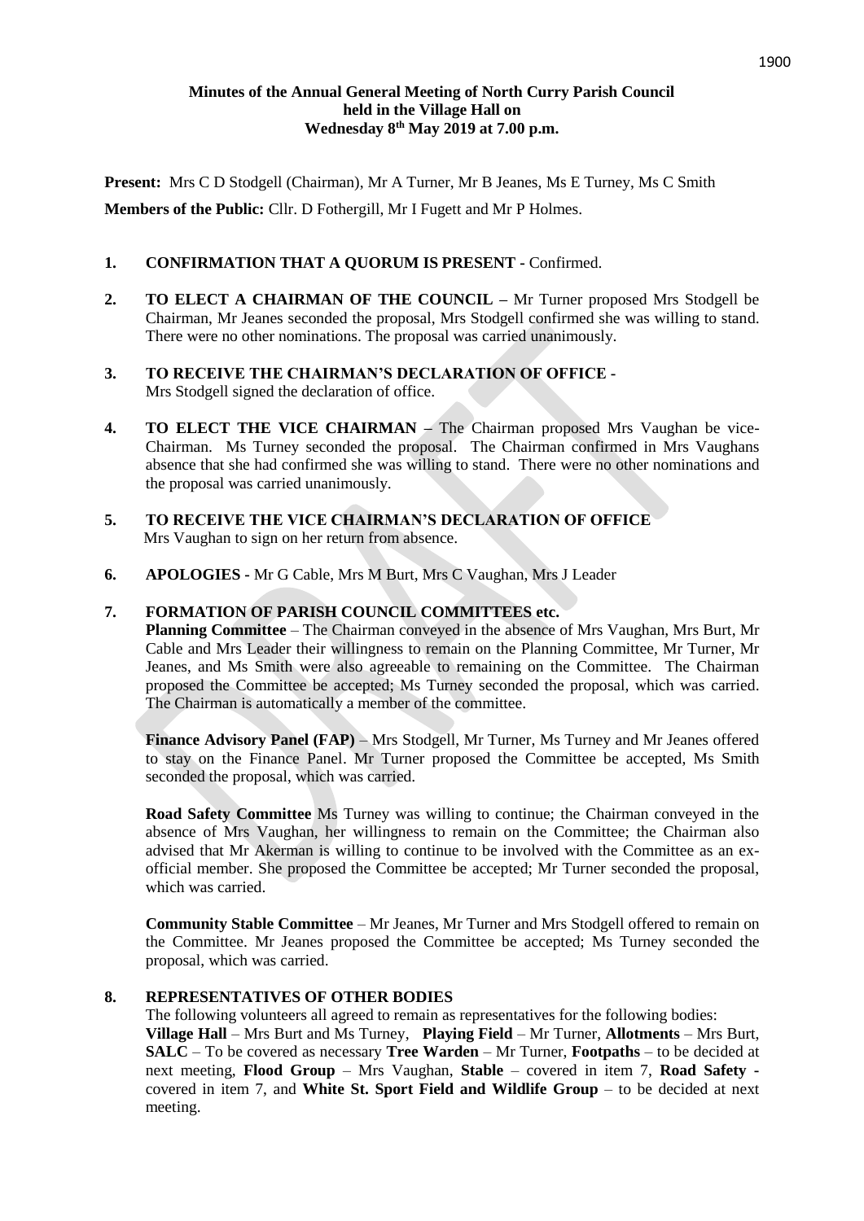**Minutes of the Annual General Meeting of North Curry Parish Council held in the Village Hall on Wednesday 8th May 2019 at 7.00 p.m.**

**Present:** Mrs C D Stodgell (Chairman), Mr A Turner, Mr B Jeanes, Ms E Turney, Ms C Smith

**Members of the Public:** Cllr. D Fothergill, Mr I Fugett and Mr P Holmes.

1. **CONFIRMATION THAT A QUORUM IS PRESENT -** Confirmed.

2. **TO ELECT A CHAIRMAN OF THE COUNCIL –** Mr Turner proposed Mrs Stodgell be Chairman, Mr Jeanes seconded the proposal, Mrs Stodgell confirmed she was willing to stand. There were no other nominations. The proposal was carried unanimously.

3. **TO RECEIVE THE CHAIRMAN'S DECLARATION OF OFFICE -** Mrs Stodgell signed the declaration of office.

4. **TO ELECT THE VICE CHAIRMAN –** The Chairman proposed Mrs Vaughan be vice-Chairman. Ms Turney seconded the proposal. The Chairman confirmed in Mrs Vaughans absence that she had confirmed she was willing to stand. There were no other nominations and the proposal was carried unanimously.

5. **TO RECEIVE THE VICE CHAIRMAN'S DECLARATION OF OFFICE** Mrs Vaughan to sign on her return from absence.

6. **APOLOGIES -** Mr G Cable, Mrs M Burt, Mrs C Vaughan, Mrs J Leader

7. **FORMATION OF PARISH COUNCIL COMMITTEES etc.**

   **Planning Committee** – The Chairman conveyed in the absence of Mrs Vaughan, Mrs Burt, Mr Cable and Mrs Leader their willingness to remain on the Planning Committee, Mr Turner, Mr Jeanes, and Ms Smith were also agreeable to remaining on the Committee. The Chairman proposed the Committee be accepted; Ms Turney seconded the proposal, which was carried. The Chairman is automatically a member of the committee.

   **Finance Advisory Panel (FAP)** – Mrs Stodgell, Mr Turner, Ms Turney and Mr Jeanes offered to stay on the Finance Panel. Mr Turner proposed the Committee be accepted, Ms Smith seconded the proposal, which was carried.

   **Road Safety Committee** Ms Turney was willing to continue; the Chairman conveyed in the absence of Mrs Vaughan, her willingness to remain on the Committee; the Chairman also advised that Mr Akerman is willing to continue to be involved with the Committee as an ex-official member. She proposed the Committee be accepted; Mr Turner seconded the proposal, which was carried.

   **Community Stable Committee** – Mr Jeanes, Mr Turner and Mrs Stodgell offered to remain on the Committee. Mr Jeanes proposed the Committee be accepted; Ms Turney seconded the proposal, which was carried.

8. **REPRESENTATIVES OF OTHER BODIES**

   The following volunteers all agreed to remain as representatives for the following bodies: **Village Hall** – Mrs Burt and Ms Turney, **Playing Field** – Mr Turner, **Allotments** – Mrs Burt, **SALC** – To be covered as necessary **Tree Warden** – Mr Turner, **Footpaths** – to be decided at next meeting, **Flood Group** – Mrs Vaughan, **Stable** – covered in item 7, **Road Safety -** covered in item 7, and **White St. Sport Field and Wildlife Group** – to be decided at next meeting.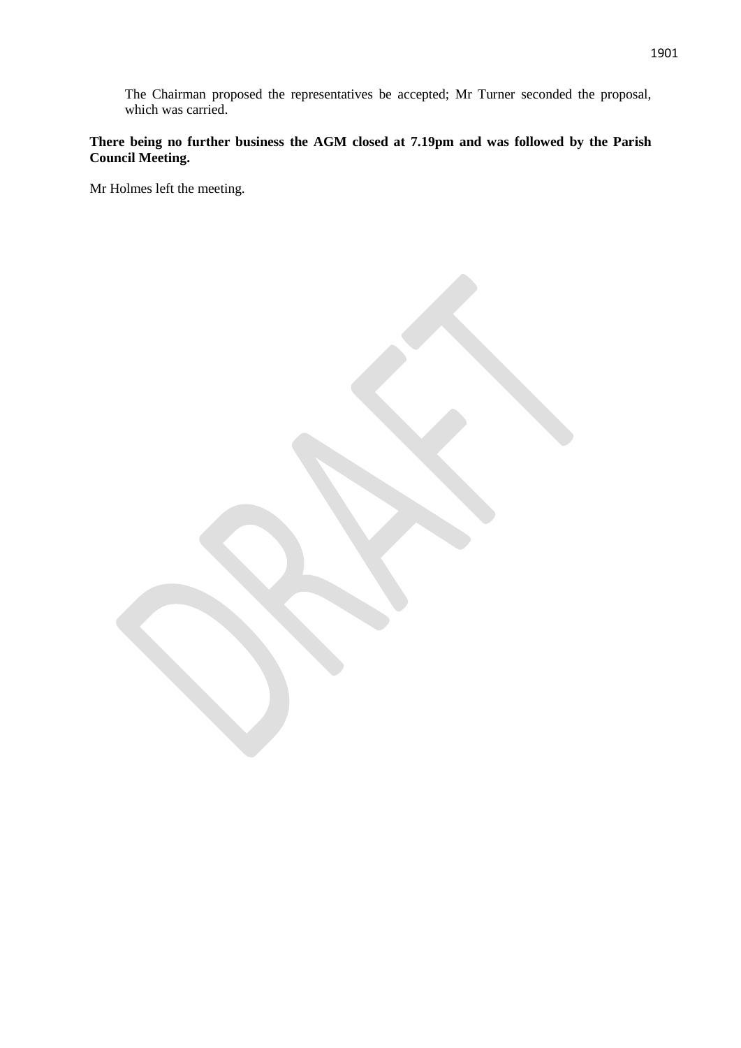The Chairman proposed the representatives be accepted; Mr Turner seconded the proposal, which was carried.

**There being no further business the AGM closed at 7.19pm and was followed by the Parish Council Meeting.**

Mr Holmes left the meeting.